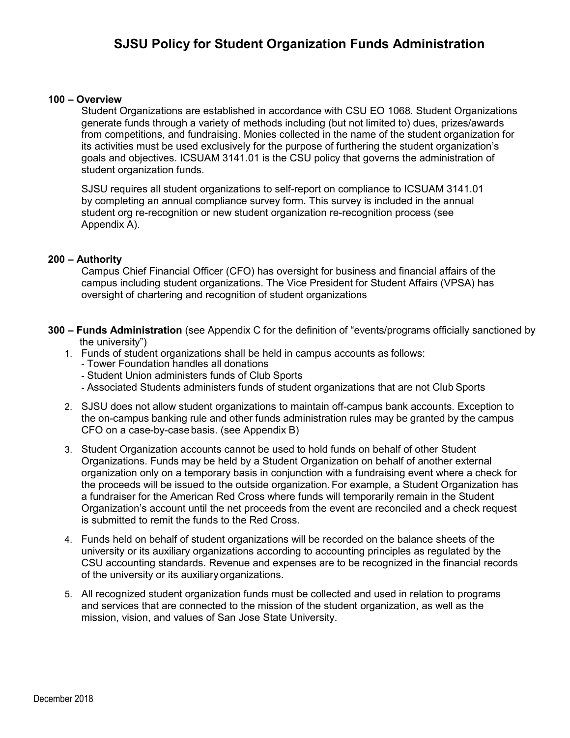# SJSU Policy for Student Organization Funds Administration

**100 – Overview**

Student Organizations are established in accordance with CSU EO 1068. Student Organizations generate funds through a variety of methods including (but not limited to) dues, prizes/awards from competitions, and fundraising. Monies collected in the name of the student organization for its activities must be used exclusively for the purpose of furthering the student organization's goals and objectives. ICSUAM 3141.01 is the CSU policy that governs the administration of student organization funds.

SJSU requires all student organizations to self-report on compliance to ICSUAM 3141.01 by completing an annual compliance survey form. This survey is included in the annual student org re-recognition or new student organization re-recognition process (see Appendix A).

**200 – Authority**

Campus Chief Financial Officer (CFO) has oversight for business and financial affairs of the campus including student organizations. The Vice President for Student Affairs (VPSA) has oversight of chartering and recognition of student organizations

**300 – Funds Administration** (see Appendix C for the definition of "events/programs officially sanctioned by the university")

1. Funds of student organizations shall be held in campus accounts as follows:
   - Tower Foundation handles all donations
   - Student Union administers funds of Club Sports
   - Associated Students administers funds of student organizations that are not Club Sports
2. SJSU does not allow student organizations to maintain off-campus bank accounts. Exception to the on-campus banking rule and other funds administration rules may be granted by the campus CFO on a case-by-case basis. (see Appendix B)
3. Student Organization accounts cannot be used to hold funds on behalf of other Student Organizations. Funds may be held by a Student Organization on behalf of another external organization only on a temporary basis in conjunction with a fundraising event where a check for the proceeds will be issued to the outside organization. For example, a Student Organization has a fundraiser for the American Red Cross where funds will temporarily remain in the Student Organization's account until the net proceeds from the event are reconciled and a check request is submitted to remit the funds to the Red Cross.
4. Funds held on behalf of student organizations will be recorded on the balance sheets of the university or its auxiliary organizations according to accounting principles as regulated by the CSU accounting standards. Revenue and expenses are to be recognized in the financial records of the university or its auxiliary organizations.
5. All recognized student organization funds must be collected and used in relation to programs and services that are connected to the mission of the student organization, as well as the mission, vision, and values of San Jose State University.

December 2018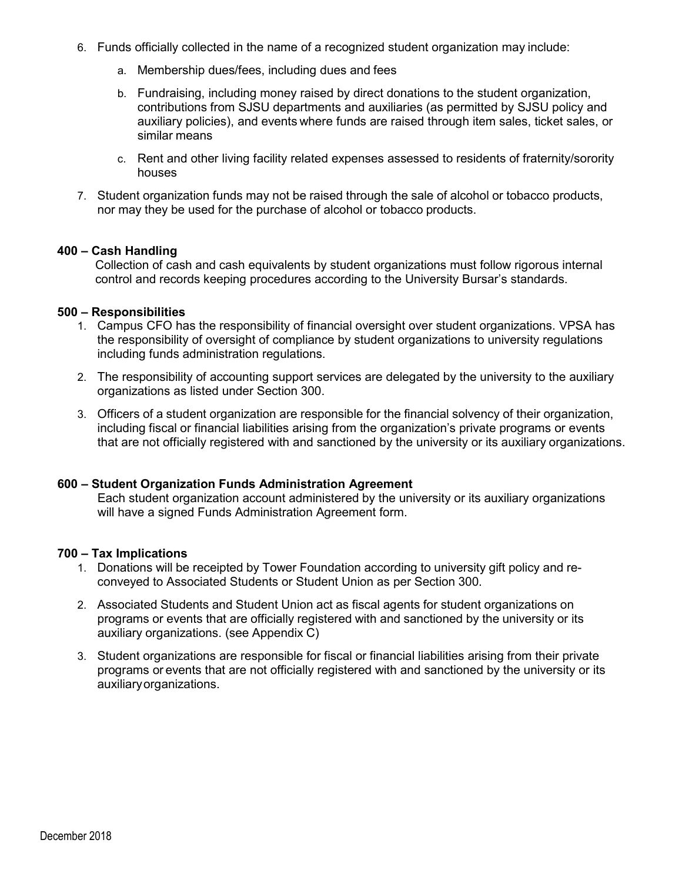6. Funds officially collected in the name of a recognized student organization may include:
    a. Membership dues/fees, including dues and fees
    b. Fundraising, including money raised by direct donations to the student organization, contributions from SJSU departments and auxiliaries (as permitted by SJSU policy and auxiliary policies), and events where funds are raised through item sales, ticket sales, or similar means
    c. Rent and other living facility related expenses assessed to residents of fraternity/sorority houses
7. Student organization funds may not be raised through the sale of alcohol or tobacco products, nor may they be used for the purchase of alcohol or tobacco products.

**400 – Cash Handling**

Collection of cash and cash equivalents by student organizations must follow rigorous internal control and records keeping procedures according to the University Bursar's standards.

**500 – Responsibilities**

1. Campus CFO has the responsibility of financial oversight over student organizations. VPSA has the responsibility of oversight of compliance by student organizations to university regulations including funds administration regulations.
2. The responsibility of accounting support services are delegated by the university to the auxiliary organizations as listed under Section 300.
3. Officers of a student organization are responsible for the financial solvency of their organization, including fiscal or financial liabilities arising from the organization's private programs or events that are not officially registered with and sanctioned by the university or its auxiliary organizations.

**600 – Student Organization Funds Administration Agreement**

Each student organization account administered by the university or its auxiliary organizations will have a signed Funds Administration Agreement form.

**700 – Tax Implications**

1. Donations will be receipted by Tower Foundation according to university gift policy and re-conveyed to Associated Students or Student Union as per Section 300.
2. Associated Students and Student Union act as fiscal agents for student organizations on programs or events that are officially registered with and sanctioned by the university or its auxiliary organizations. (see Appendix C)
3. Student organizations are responsible for fiscal or financial liabilities arising from their private programs or events that are not officially registered with and sanctioned by the university or its auxiliary organizations.

December 2018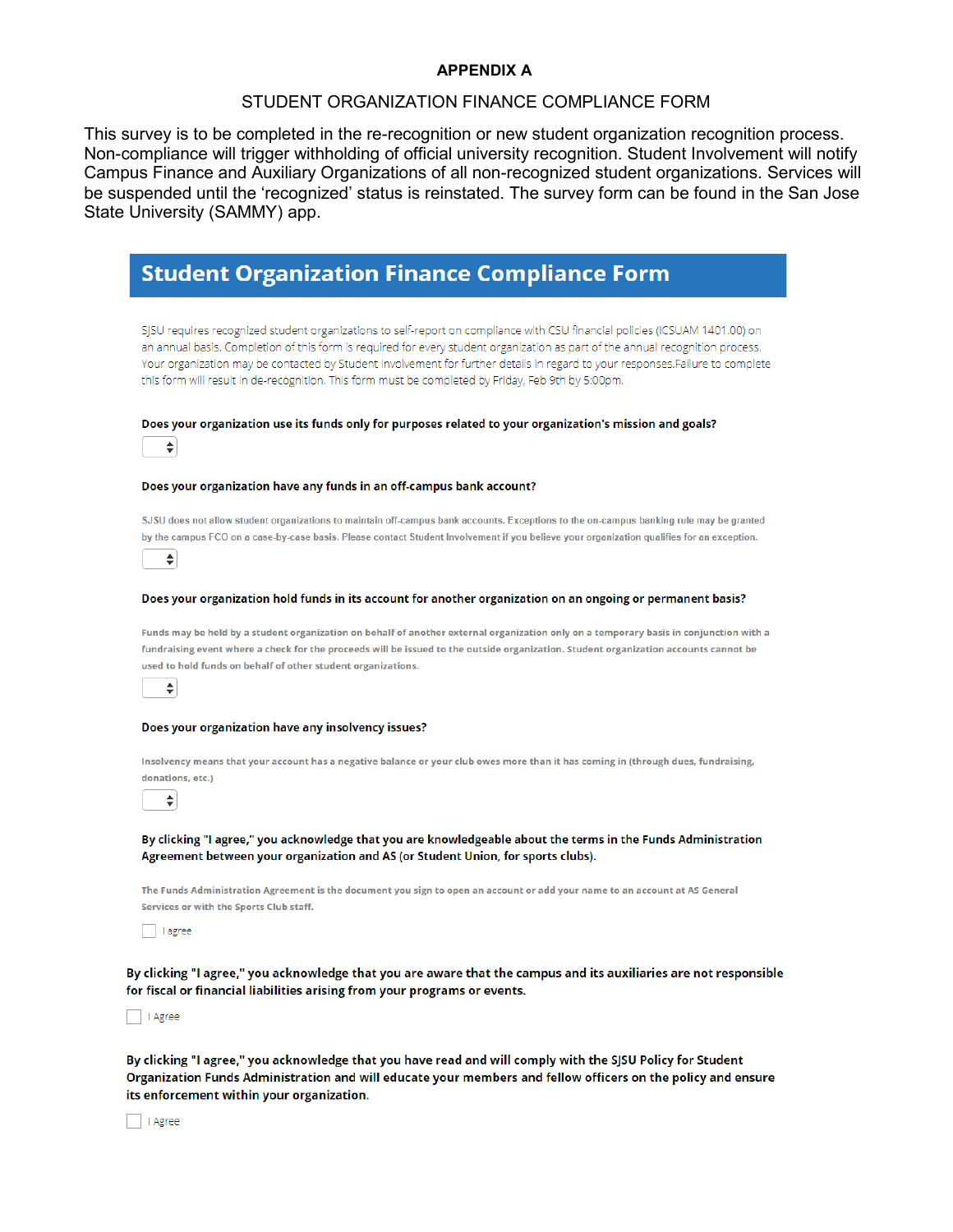**APPENDIX A**

STUDENT ORGANIZATION FINANCE COMPLIANCE FORM

This survey is to be completed in the re-recognition or new student organization recognition process. Non-compliance will trigger withholding of official university recognition. Student Involvement will notify Campus Finance and Auxiliary Organizations of all non-recognized student organizations. Services will be suspended until the 'recognized' status is reinstated. The survey form can be found in the San Jose State University (SAMMY) app.

# Student Organization Finance Compliance Form

SJSU requires recognized student organizations to self-report on compliance with CSU financial policies (ICSUAM 1401.00) on an annual basis. Completion of this form is required for every student organization as part of the annual recognition process. Your organization may be contacted by Student Involvement for further details in regard to your responses.Failure to complete this form will result in de-recognition. This form must be completed by Friday, Feb 9th by 5:00pm.

**Does your organization use its funds only for purposes related to your organization's mission and goals?**

**Does your organization have any funds in an off-campus bank account?**

SJSU does not allow student organizations to maintain off-campus bank accounts. Exceptions to the on-campus banking rule may be granted by the campus FCO on a case-by-case basis. Please contact Student Involvement if you believe your organization qualifies for an exception.

**Does your organization hold funds in its account for another organization on an ongoing or permanent basis?**

Funds may be held by a student organization on behalf of another external organization only on a temporary basis in conjunction with a fundraising event where a check for the proceeds will be issued to the outside organization. Student organization accounts cannot be used to hold funds on behalf of other student organizations.

**Does your organization have any insolvency issues?**

Insolvency means that your account has a negative balance or your club owes more than it has coming in (through dues, fundraising, donations, etc.)

**By clicking "I agree," you acknowledge that you are knowledgeable about the terms in the Funds Administration Agreement between your organization and AS (or Student Union, for sports clubs).**

The Funds Administration Agreement is the document you sign to open an account or add your name to an account at AS General Services or with the Sports Club staff.

☐ I agree

**By clicking "I agree," you acknowledge that you are aware that the campus and its auxiliaries are not responsible for fiscal or financial liabilities arising from your programs or events.**

☐ I Agree

**By clicking "I agree," you acknowledge that you have read and will comply with the SJSU Policy for Student Organization Funds Administration and will educate your members and fellow officers on the policy and ensure its enforcement within your organization.**

☐ I Agree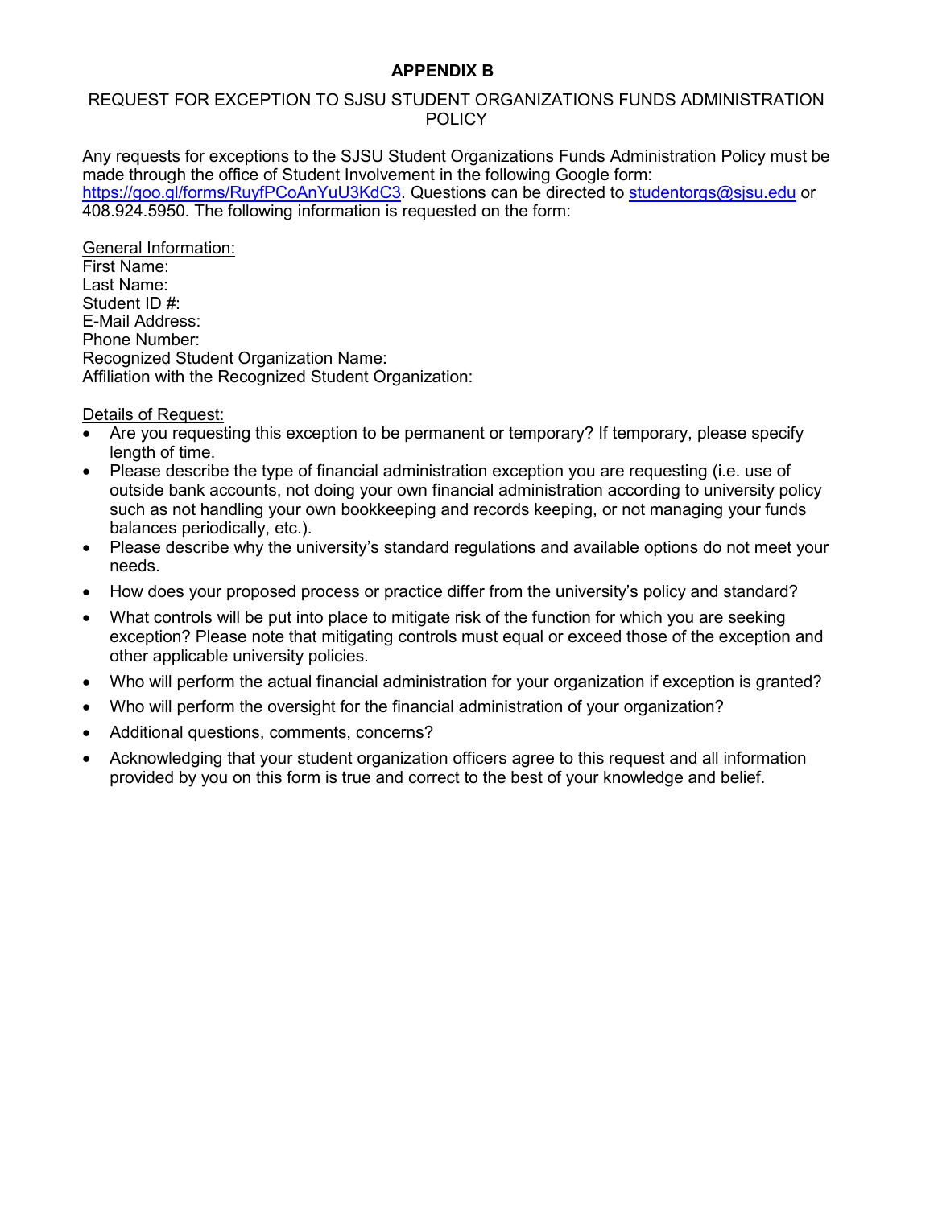# APPENDIX B

## REQUEST FOR EXCEPTION TO SJSU STUDENT ORGANIZATIONS FUNDS ADMINISTRATION POLICY

Any requests for exceptions to the SJSU Student Organizations Funds Administration Policy must be made through the office of Student Involvement in the following Google form: [https://goo.gl/forms/RuyfPCoAnYuU3KdC3](https://goo.gl/forms/RuyfPCoAnYuU3KdC3). Questions can be directed to [studentorgs@sjsu.edu](mailto:studentorgs@sjsu.edu) or 408.924.5950. The following information is requested on the form:

<u>General Information:</u>
First Name:
Last Name:
Student ID #:
E-Mail Address:
Phone Number:
Recognized Student Organization Name:
Affiliation with the Recognized Student Organization:

<u>Details of Request:</u>

- Are you requesting this exception to be permanent or temporary? If temporary, please specify length of time.
- Please describe the type of financial administration exception you are requesting (i.e. use of outside bank accounts, not doing your own financial administration according to university policy such as not handling your own bookkeeping and records keeping, or not managing your funds balances periodically, etc.).
- Please describe why the university's standard regulations and available options do not meet your needs.
- How does your proposed process or practice differ from the university's policy and standard?
- What controls will be put into place to mitigate risk of the function for which you are seeking exception? Please note that mitigating controls must equal or exceed those of the exception and other applicable university policies.
- Who will perform the actual financial administration for your organization if exception is granted?
- Who will perform the oversight for the financial administration of your organization?
- Additional questions, comments, concerns?
- Acknowledging that your student organization officers agree to this request and all information provided by you on this form is true and correct to the best of your knowledge and belief.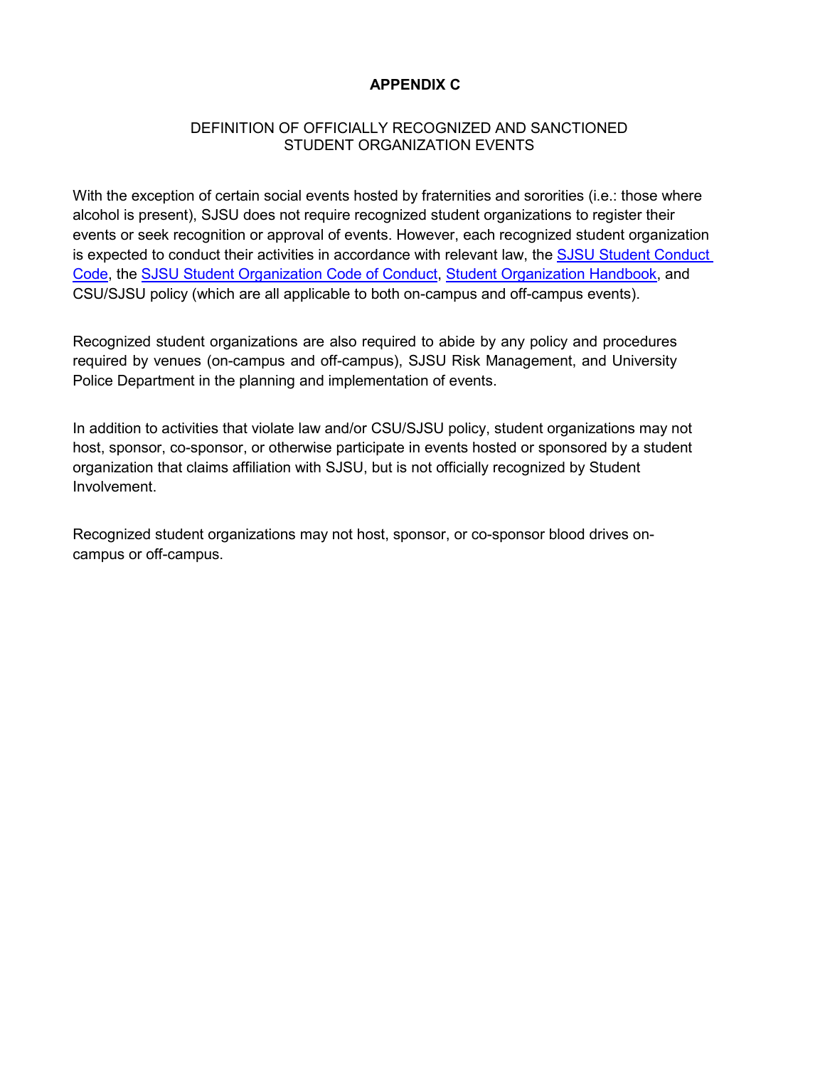# APPENDIX C

## DEFINITION OF OFFICIALLY RECOGNIZED AND SANCTIONED STUDENT ORGANIZATION EVENTS

With the exception of certain social events hosted by fraternities and sororities (i.e.: those where alcohol is present), SJSU does not require recognized student organizations to register their events or seek recognition or approval of events. However, each recognized student organization is expected to conduct their activities in accordance with relevant law, the SJSU Student Conduct Code, the SJSU Student Organization Code of Conduct, Student Organization Handbook, and CSU/SJSU policy (which are all applicable to both on-campus and off-campus events).

Recognized student organizations are also required to abide by any policy and procedures required by venues (on-campus and off-campus), SJSU Risk Management, and University Police Department in the planning and implementation of events.

In addition to activities that violate law and/or CSU/SJSU policy, student organizations may not host, sponsor, co-sponsor, or otherwise participate in events hosted or sponsored by a student organization that claims affiliation with SJSU, but is not officially recognized by Student Involvement.

Recognized student organizations may not host, sponsor, or co-sponsor blood drives on-campus or off-campus.